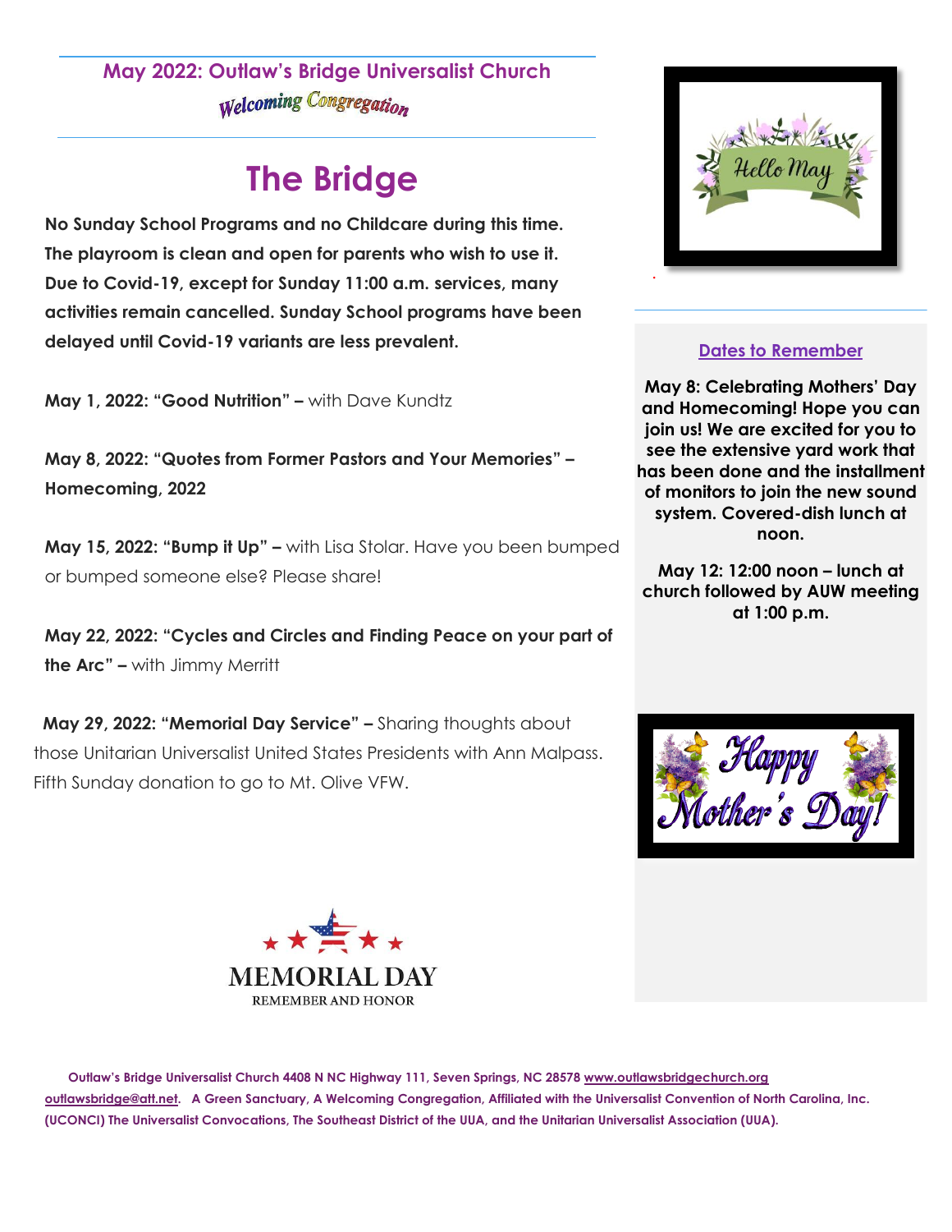**May 2022: Outlaw's Bridge Universalist Church**

*Welcoming Congregation*

# The Bridge

**No Sunday School Programs and no Childcare during this time. The playroom is clean and open for parents who wish to use it. Due to Covid-19, except for Sunday 11:00 a.m. services, many activities remain cancelled. Sunday School programs have been delayed until Covid-19 variants are less prevalent.**

**May 1, 2022: "Good Nutrition" –** with Dave Kundtz

**May 8, 2022: "Quotes from Former Pastors and Your Memories" – Homecoming, 2022**

**May 15, 2022: "Bump it Up" –** with Lisa Stolar. Have you been bumped or bumped someone else? Please share!

**May 22, 2022: "Cycles and Circles and Finding Peace on your part of the Arc" –** with Jimmy Merritt

**May 29, 2022: "Memorial Day Service" –** Sharing thoughts about those Unitarian Universalist United States Presidents with Ann Malpass. Fifth Sunday donation to go to Mt. Olive VFW.

MEMORIAL DAY

REMEMBER AND HONOR

Hello May

## Dates to Remember

**May 8: Celebrating Mothers' Day and Homecoming! Hope you can join us! We are excited for you to see the extensive yard work that has been done and the installment of monitors to join the new sound system. Covered-dish lunch at noon.**

**May 12: 12:00 noon – lunch at church followed by AUW meeting at 1:00 p.m.**

Happy Mother's Day!

**Outlaw's Bridge Universalist Church 4408 N NC Highway 111, Seven Springs, NC 28578 www.outlawsbridgechurch.org outlawsbridge@att.net. A Green Sanctuary, A Welcoming Congregation, Affiliated with the Universalist Convention of North Carolina, Inc. (UCONCI) The Universalist Convocations, The Southeast District of the UUA, and the Unitarian Universalist Association (UUA).**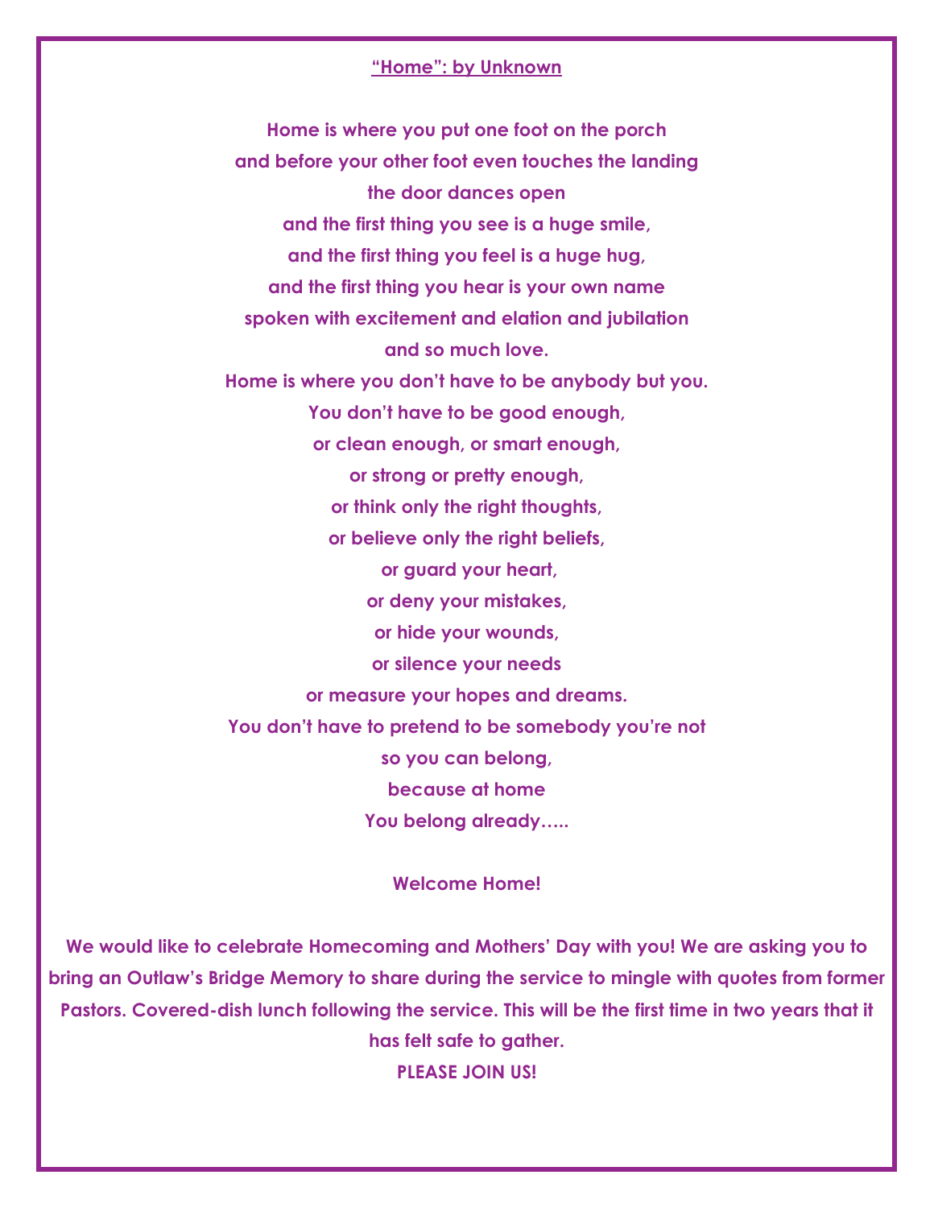**"Home": by Unknown**

**Home is where you put one foot on the porch**
**and before your other foot even touches the landing**
**the door dances open**
**and the first thing you see is a huge smile,**
**and the first thing you feel is a huge hug,**
**and the first thing you hear is your own name**
**spoken with excitement and elation and jubilation**
**and so much love.**
**Home is where you don't have to be anybody but you.**
**You don't have to be good enough,**
**or clean enough, or smart enough,**
**or strong or pretty enough,**
**or think only the right thoughts,**
**or believe only the right beliefs,**
**or guard your heart,**
**or deny your mistakes,**
**or hide your wounds,**
**or silence your needs**
**or measure your hopes and dreams.**
**You don't have to pretend to be somebody you're not**
**so you can belong,**
**because at home**
**You belong already…..**

**Welcome Home!**

**We would like to celebrate Homecoming and Mothers' Day with you! We are asking you to bring an Outlaw's Bridge Memory to share during the service to mingle with quotes from former Pastors. Covered-dish lunch following the service. This will be the first time in two years that it has felt safe to gather.**

**PLEASE JOIN US!**